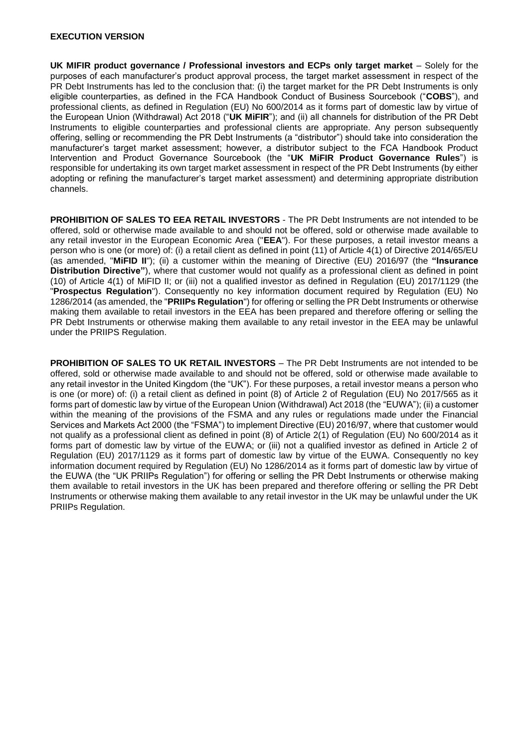**EXECUTION VERSION**

**UK MIFIR product governance / Professional investors and ECPs only target market** – Solely for the purposes of each manufacturer's product approval process, the target market assessment in respect of the PR Debt Instruments has led to the conclusion that: (i) the target market for the PR Debt Instruments is only eligible counterparties, as defined in the FCA Handbook Conduct of Business Sourcebook ("**COBS**"), and professional clients, as defined in Regulation (EU) No 600/2014 as it forms part of domestic law by virtue of the European Union (Withdrawal) Act 2018 ("**UK MiFIR**"); and (ii) all channels for distribution of the PR Debt Instruments to eligible counterparties and professional clients are appropriate. Any person subsequently offering, selling or recommending the PR Debt Instruments (a "distributor") should take into consideration the manufacturer's target market assessment; however, a distributor subject to the FCA Handbook Product Intervention and Product Governance Sourcebook (the "**UK MiFIR Product Governance Rules**") is responsible for undertaking its own target market assessment in respect of the PR Debt Instruments (by either adopting or refining the manufacturer's target market assessment) and determining appropriate distribution channels.

**PROHIBITION OF SALES TO EEA RETAIL INVESTORS** - The PR Debt Instruments are not intended to be offered, sold or otherwise made available to and should not be offered, sold or otherwise made available to any retail investor in the European Economic Area ("**EEA**"). For these purposes, a retail investor means a person who is one (or more) of: (i) a retail client as defined in point (11) of Article 4(1) of Directive 2014/65/EU (as amended, "**MiFID II**"); (ii) a customer within the meaning of Directive (EU) 2016/97 (the **"Insurance Distribution Directive"**), where that customer would not qualify as a professional client as defined in point (10) of Article 4(1) of MiFID II; or (iii) not a qualified investor as defined in Regulation (EU) 2017/1129 (the "**Prospectus Regulation**"). Consequently no key information document required by Regulation (EU) No 1286/2014 (as amended, the "**PRIIPs Regulation**") for offering or selling the PR Debt Instruments or otherwise making them available to retail investors in the EEA has been prepared and therefore offering or selling the PR Debt Instruments or otherwise making them available to any retail investor in the EEA may be unlawful under the PRIIPS Regulation.

**PROHIBITION OF SALES TO UK RETAIL INVESTORS** – The PR Debt Instruments are not intended to be offered, sold or otherwise made available to and should not be offered, sold or otherwise made available to any retail investor in the United Kingdom (the "UK"). For these purposes, a retail investor means a person who is one (or more) of: (i) a retail client as defined in point (8) of Article 2 of Regulation (EU) No 2017/565 as it forms part of domestic law by virtue of the European Union (Withdrawal) Act 2018 (the "EUWA"); (ii) a customer within the meaning of the provisions of the FSMA and any rules or regulations made under the Financial Services and Markets Act 2000 (the "FSMA") to implement Directive (EU) 2016/97, where that customer would not qualify as a professional client as defined in point (8) of Article 2(1) of Regulation (EU) No 600/2014 as it forms part of domestic law by virtue of the EUWA; or (iii) not a qualified investor as defined in Article 2 of Regulation (EU) 2017/1129 as it forms part of domestic law by virtue of the EUWA. Consequently no key information document required by Regulation (EU) No 1286/2014 as it forms part of domestic law by virtue of the EUWA (the "UK PRIIPs Regulation") for offering or selling the PR Debt Instruments or otherwise making them available to retail investors in the UK has been prepared and therefore offering or selling the PR Debt Instruments or otherwise making them available to any retail investor in the UK may be unlawful under the UK PRIIPs Regulation.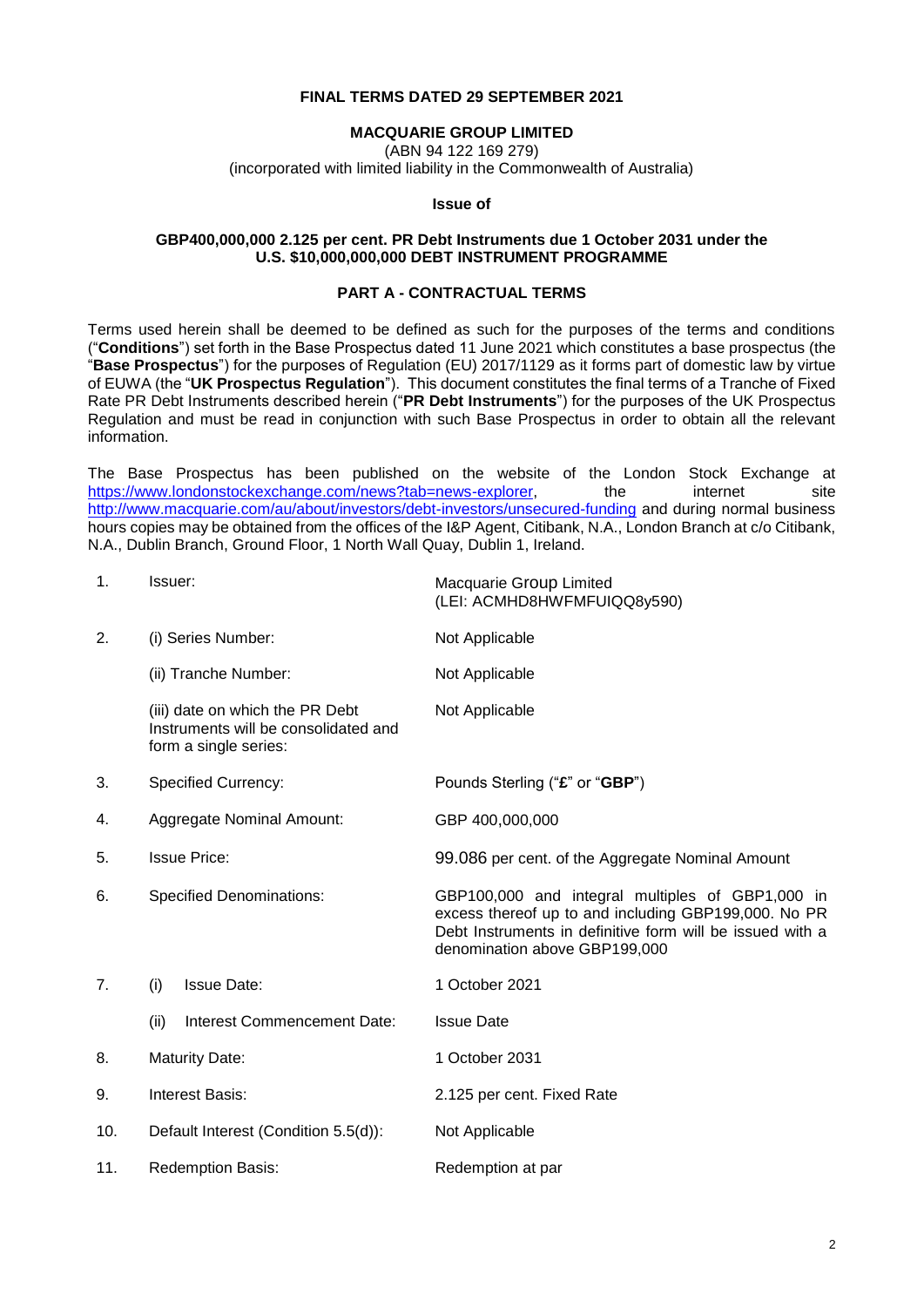**FINAL TERMS DATED 29 SEPTEMBER 2021**

**MACQUARIE GROUP LIMITED**

(ABN 94 122 169 279)

(incorporated with limited liability in the Commonwealth of Australia)

**Issue of**

**GBP400,000,000 2.125 per cent. PR Debt Instruments due 1 October 2031 under the U.S. $10,000,000,000 DEBT INSTRUMENT PROGRAMME**

## PART A - CONTRACTUAL TERMS

Terms used herein shall be deemed to be defined as such for the purposes of the terms and conditions ("**Conditions**") set forth in the Base Prospectus dated 11 June 2021 which constitutes a base prospectus (the "**Base Prospectus**") for the purposes of Regulation (EU) 2017/1129 as it forms part of domestic law by virtue of EUWA (the "**UK Prospectus Regulation**"). This document constitutes the final terms of a Tranche of Fixed Rate PR Debt Instruments described herein ("**PR Debt Instruments**") for the purposes of the UK Prospectus Regulation and must be read in conjunction with such Base Prospectus in order to obtain all the relevant information.

The Base Prospectus has been published on the website of the London Stock Exchange at https://www.londonstockexchange.com/news?tab=news-explorer, the internet site http://www.macquarie.com/au/about/investors/debt-investors/unsecured-funding and during normal business hours copies may be obtained from the offices of the I&P Agent, Citibank, N.A., London Branch at c/o Citibank, N.A., Dublin Branch, Ground Floor, 1 North Wall Quay, Dublin 1, Ireland.

| | | |
|---|---|---|
| 1. | Issuer: | Macquarie Group Limited (LEI: ACMHD8HWFMFUIQQ8y590) |
| 2. | (i) Series Number: | Not Applicable |
| | (ii) Tranche Number: | Not Applicable |
| | (iii) date on which the PR Debt Instruments will be consolidated and form a single series: | Not Applicable |
| 3. | Specified Currency: | Pounds Sterling ("**£**" or "**GBP**") |
| 4. | Aggregate Nominal Amount: | GBP 400,000,000 |
| 5. | Issue Price: | 99.086 per cent. of the Aggregate Nominal Amount |
| 6. | Specified Denominations: | GBP100,000 and integral multiples of GBP1,000 in excess thereof up to and including GBP199,000. No PR Debt Instruments in definitive form will be issued with a denomination above GBP199,000 |
| 7. | (i) Issue Date: | 1 October 2021 |
| | (ii) Interest Commencement Date: | Issue Date |
| 8. | Maturity Date: | 1 October 2031 |
| 9. | Interest Basis: | 2.125 per cent. Fixed Rate |
| 10. | Default Interest (Condition 5.5(d)): | Not Applicable |
| 11. | Redemption Basis: | Redemption at par |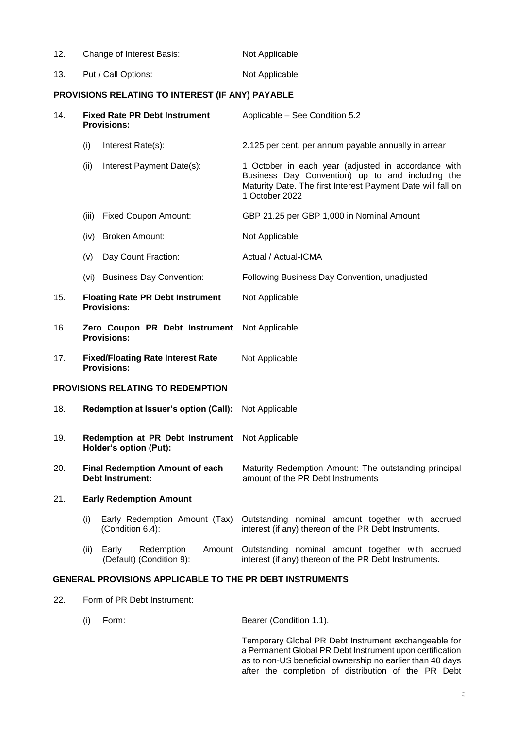| | | |
|---|---|---|
| 12. | Change of Interest Basis: | Not Applicable |
| 13. | Put / Call Options: | Not Applicable |

**PROVISIONS RELATING TO INTEREST (IF ANY) PAYABLE**

| | | |
|---|---|---|
| 14. | **Fixed Rate PR Debt Instrument Provisions:** | Applicable – See Condition 5.2 |
| | (i) Interest Rate(s): | 2.125 per cent. per annum payable annually in arrear |
| | (ii) Interest Payment Date(s): | 1 October in each year (adjusted in accordance with Business Day Convention) up to and including the Maturity Date. The first Interest Payment Date will fall on 1 October 2022 |
| | (iii) Fixed Coupon Amount: | GBP 21.25 per GBP 1,000 in Nominal Amount |
| | (iv) Broken Amount: | Not Applicable |
| | (v) Day Count Fraction: | Actual / Actual-ICMA |
| | (vi) Business Day Convention: | Following Business Day Convention, unadjusted |
| 15. | **Floating Rate PR Debt Instrument Provisions:** | Not Applicable |
| 16. | **Zero Coupon PR Debt Instrument Provisions:** | Not Applicable |
| 17. | **Fixed/Floating Rate Interest Rate Provisions:** | Not Applicable |

**PROVISIONS RELATING TO REDEMPTION**

| | | |
|---|---|---|
| 18. | **Redemption at Issuer's option (Call):** | Not Applicable |
| 19. | **Redemption at PR Debt Instrument Holder's option (Put):** | Not Applicable |
| 20. | **Final Redemption Amount of each Debt Instrument:** | Maturity Redemption Amount: The outstanding principal amount of the PR Debt Instruments |
| 21. | **Early Redemption Amount** | |
| | (i) Early Redemption Amount (Tax) (Condition 6.4): | Outstanding nominal amount together with accrued interest (if any) thereon of the PR Debt Instruments. |
| | (ii) Early Redemption Amount (Default) (Condition 9): | Outstanding nominal amount together with accrued interest (if any) thereon of the PR Debt Instruments. |

**GENERAL PROVISIONS APPLICABLE TO THE PR DEBT INSTRUMENTS**

| | | |
|---|---|---|
| 22. | Form of PR Debt Instrument: | |
| | (i) Form: | Bearer (Condition 1.1).<br><br>Temporary Global PR Debt Instrument exchangeable for a Permanent Global PR Debt Instrument upon certification as to non-US beneficial ownership no earlier than 40 days after the completion of distribution of the PR Debt |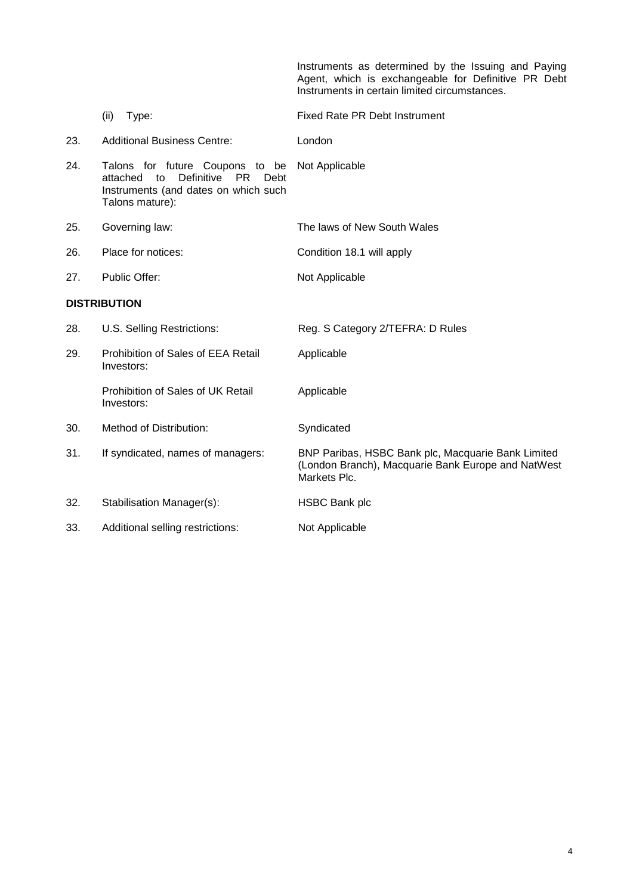| | | |
|---|---|---|
| | | Instruments as determined by the Issuing and Paying Agent, which is exchangeable for Definitive PR Debt Instruments in certain limited circumstances. |
| | (ii) Type: | Fixed Rate PR Debt Instrument |
| 23. | Additional Business Centre: | London |
| 24. | Talons for future Coupons to be attached to Definitive PR Debt Instruments (and dates on which such Talons mature): | Not Applicable |
| 25. | Governing law: | The laws of New South Wales |
| 26. | Place for notices: | Condition 18.1 will apply |
| 27. | Public Offer: | Not Applicable |

**DISTRIBUTION**

| | | |
|---|---|---|
| 28. | U.S. Selling Restrictions: | Reg. S Category 2/TEFRA: D Rules |
| 29. | Prohibition of Sales of EEA Retail Investors: | Applicable |
| | Prohibition of Sales of UK Retail Investors: | Applicable |
| 30. | Method of Distribution: | Syndicated |
| 31. | If syndicated, names of managers: | BNP Paribas, HSBC Bank plc, Macquarie Bank Limited (London Branch), Macquarie Bank Europe and NatWest Markets Plc. |
| 32. | Stabilisation Manager(s): | HSBC Bank plc |
| 33. | Additional selling restrictions: | Not Applicable |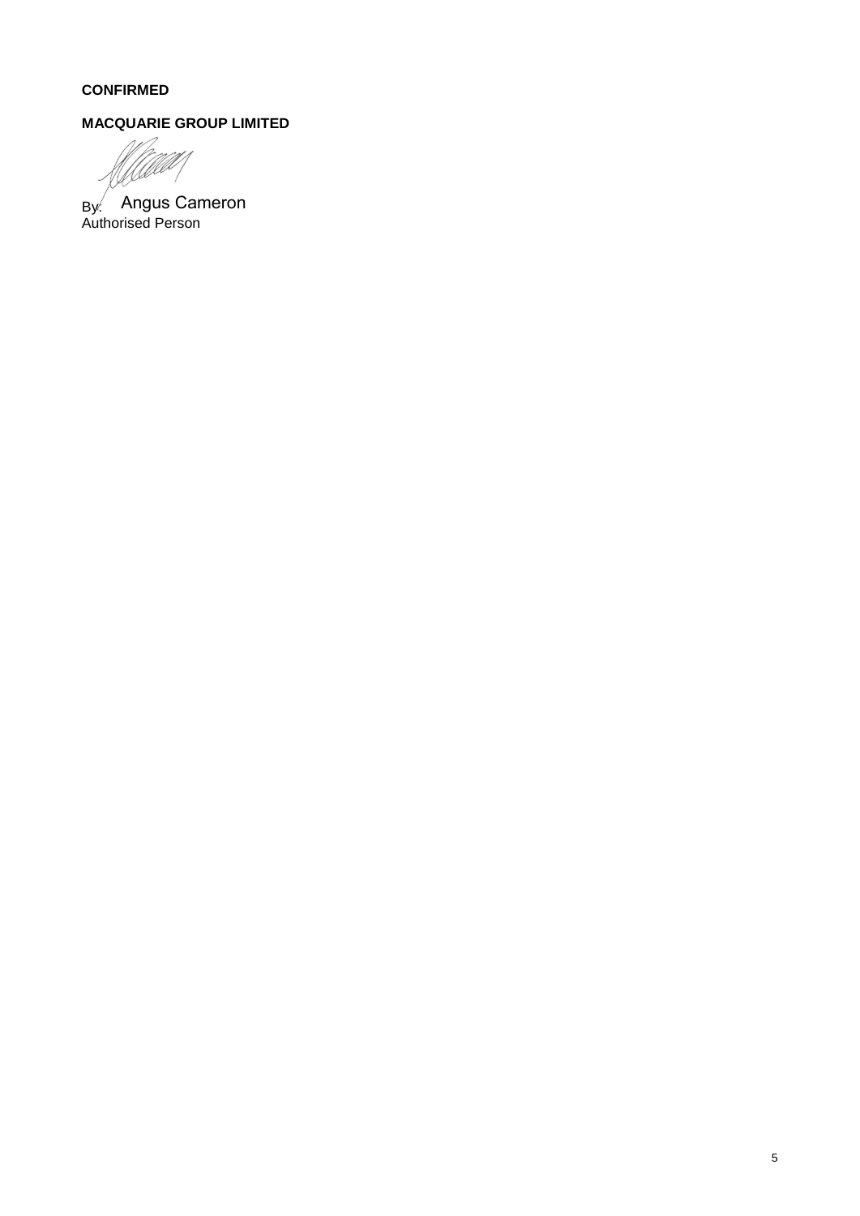**CONFIRMED**

**MACQUARIE GROUP LIMITED**

By: Angus Cameron
Authorised Person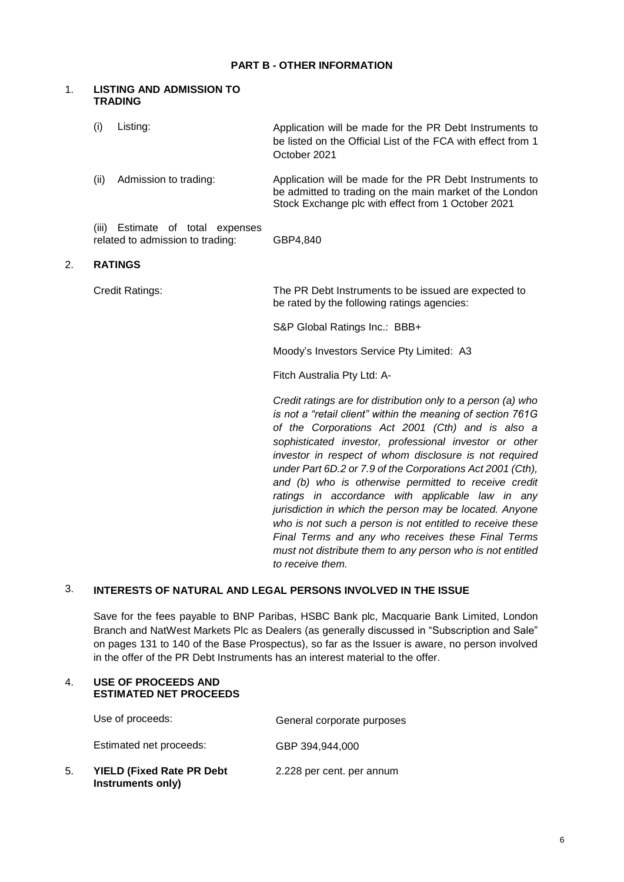## PART B - OTHER INFORMATION

### 1. LISTING AND ADMISSION TO TRADING

| | |
|---|---|
| (i) Listing: | Application will be made for the PR Debt Instruments to be listed on the Official List of the FCA with effect from 1 October 2021 |
| (ii) Admission to trading: | Application will be made for the PR Debt Instruments to be admitted to trading on the main market of the London Stock Exchange plc with effect from 1 October 2021 |
| (iii) Estimate of total expenses related to admission to trading: | GBP4,840 |

### 2. RATINGS

Credit Ratings:

The PR Debt Instruments to be issued are expected to be rated by the following ratings agencies:

S&P Global Ratings Inc.: BBB+

Moody's Investors Service Pty Limited: A3

Fitch Australia Pty Ltd: A-

*Credit ratings are for distribution only to a person (a) who is not a "retail client" within the meaning of section 761G of the Corporations Act 2001 (Cth) and is also a sophisticated investor, professional investor or other investor in respect of whom disclosure is not required under Part 6D.2 or 7.9 of the Corporations Act 2001 (Cth), and (b) who is otherwise permitted to receive credit ratings in accordance with applicable law in any jurisdiction in which the person may be located. Anyone who is not such a person is not entitled to receive these Final Terms and any who receives these Final Terms must not distribute them to any person who is not entitled to receive them.*

### 3. INTERESTS OF NATURAL AND LEGAL PERSONS INVOLVED IN THE ISSUE

Save for the fees payable to BNP Paribas, HSBC Bank plc, Macquarie Bank Limited, London Branch and NatWest Markets Plc as Dealers (as generally discussed in "Subscription and Sale" on pages 131 to 140 of the Base Prospectus), so far as the Issuer is aware, no person involved in the offer of the PR Debt Instruments has an interest material to the offer.

### 4. USE OF PROCEEDS AND ESTIMATED NET PROCEEDS

| | |
|---|---|
| Use of proceeds: | General corporate purposes |
| Estimated net proceeds: | GBP 394,944,000 |

### 5. YIELD (Fixed Rate PR Debt Instruments only)

2.228 per cent. per annum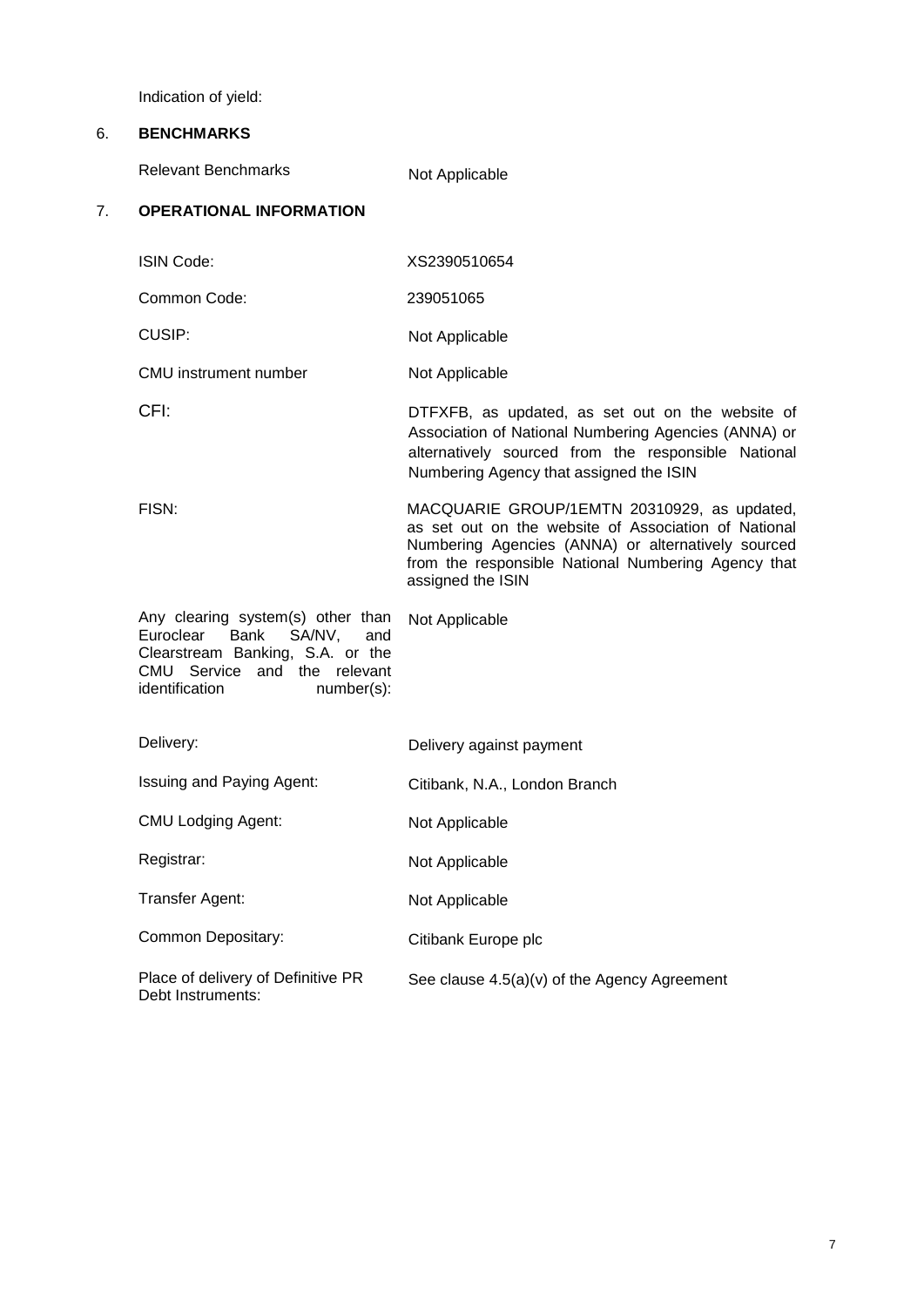Indication of yield:

## 6. BENCHMARKS

| | |
|---|---|
| Relevant Benchmarks | Not Applicable |

## 7. OPERATIONAL INFORMATION

| | |
|---|---|
| ISIN Code: | XS2390510654 |
| Common Code: | 239051065 |
| CUSIP: | Not Applicable |
| CMU instrument number | Not Applicable |
| CFI: | DTFXFB, as updated, as set out on the website of Association of National Numbering Agencies (ANNA) or alternatively sourced from the responsible National Numbering Agency that assigned the ISIN |
| FISN: | MACQUARIE GROUP/1EMTN 20310929, as updated, as set out on the website of Association of National Numbering Agencies (ANNA) or alternatively sourced from the responsible National Numbering Agency that assigned the ISIN |
| Any clearing system(s) other than Euroclear Bank SA/NV, and Clearstream Banking, S.A. or the CMU Service and the relevant identification number(s): | Not Applicable |
| Delivery: | Delivery against payment |
| Issuing and Paying Agent: | Citibank, N.A., London Branch |
| CMU Lodging Agent: | Not Applicable |
| Registrar: | Not Applicable |
| Transfer Agent: | Not Applicable |
| Common Depositary: | Citibank Europe plc |
| Place of delivery of Definitive PR Debt Instruments: | See clause 4.5(a)(v) of the Agency Agreement |